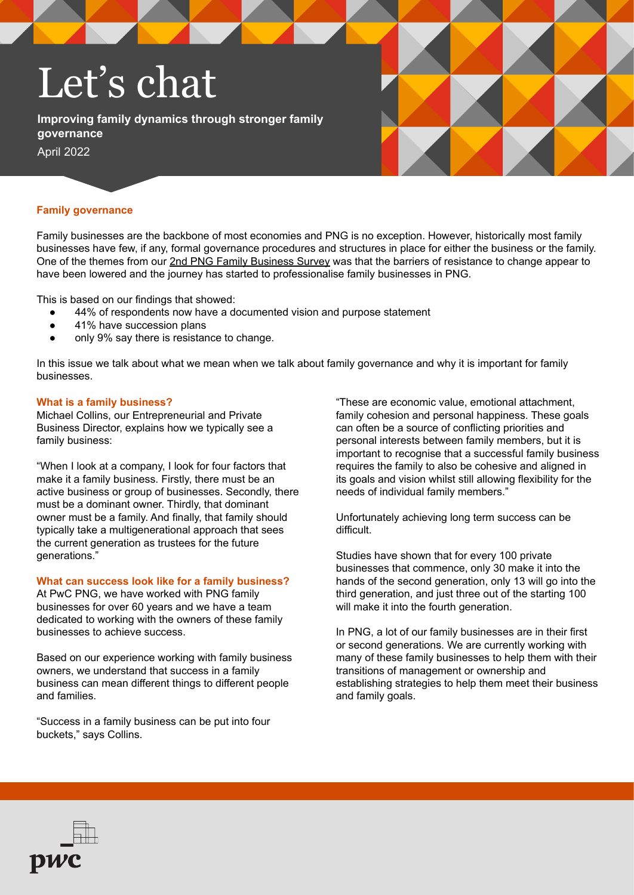# Let's chat

**Improving family dynamics through stronger family governance**

April 2022

## Family governance

Family businesses are the backbone of most economies and PNG is no exception. However, historically most family businesses have few, if any, formal governance procedures and structures in place for either the business or the family. One of the themes from our 2nd PNG Family Business Survey was that the barriers of resistance to change appear to have been lowered and the journey has started to professionalise family businesses in PNG.

This is based on our findings that showed:

- 44% of respondents now have a documented vision and purpose statement
- 41% have succession plans
- only 9% say there is resistance to change.

In this issue we talk about what we mean when we talk about family governance and why it is important for family businesses.

### What is a family business?

Michael Collins, our Entrepreneurial and Private Business Director, explains how we typically see a family business:

"When I look at a company, I look for four factors that make it a family business. Firstly, there must be an active business or group of businesses. Secondly, there must be a dominant owner. Thirdly, that dominant owner must be a family. And finally, that family should typically take a multigenerational approach that sees the current generation as trustees for the future generations."

### What can success look like for a family business?

At PwC PNG, we have worked with PNG family businesses for over 60 years and we have a team dedicated to working with the owners of these family businesses to achieve success.

Based on our experience working with family business owners, we understand that success in a family business can mean different things to different people and families.

"Success in a family business can be put into four buckets," says Collins.

"These are economic value, emotional attachment, family cohesion and personal happiness. These goals can often be a source of conflicting priorities and personal interests between family members, but it is important to recognise that a successful family business requires the family to also be cohesive and aligned in its goals and vision whilst still allowing flexibility for the needs of individual family members."

Unfortunately achieving long term success can be difficult.

Studies have shown that for every 100 private businesses that commence, only 30 make it into the hands of the second generation, only 13 will go into the third generation, and just three out of the starting 100 will make it into the fourth generation.

In PNG, a lot of our family businesses are in their first or second generations. We are currently working with many of these family businesses to help them with their transitions of management or ownership and establishing strategies to help them meet their business and family goals.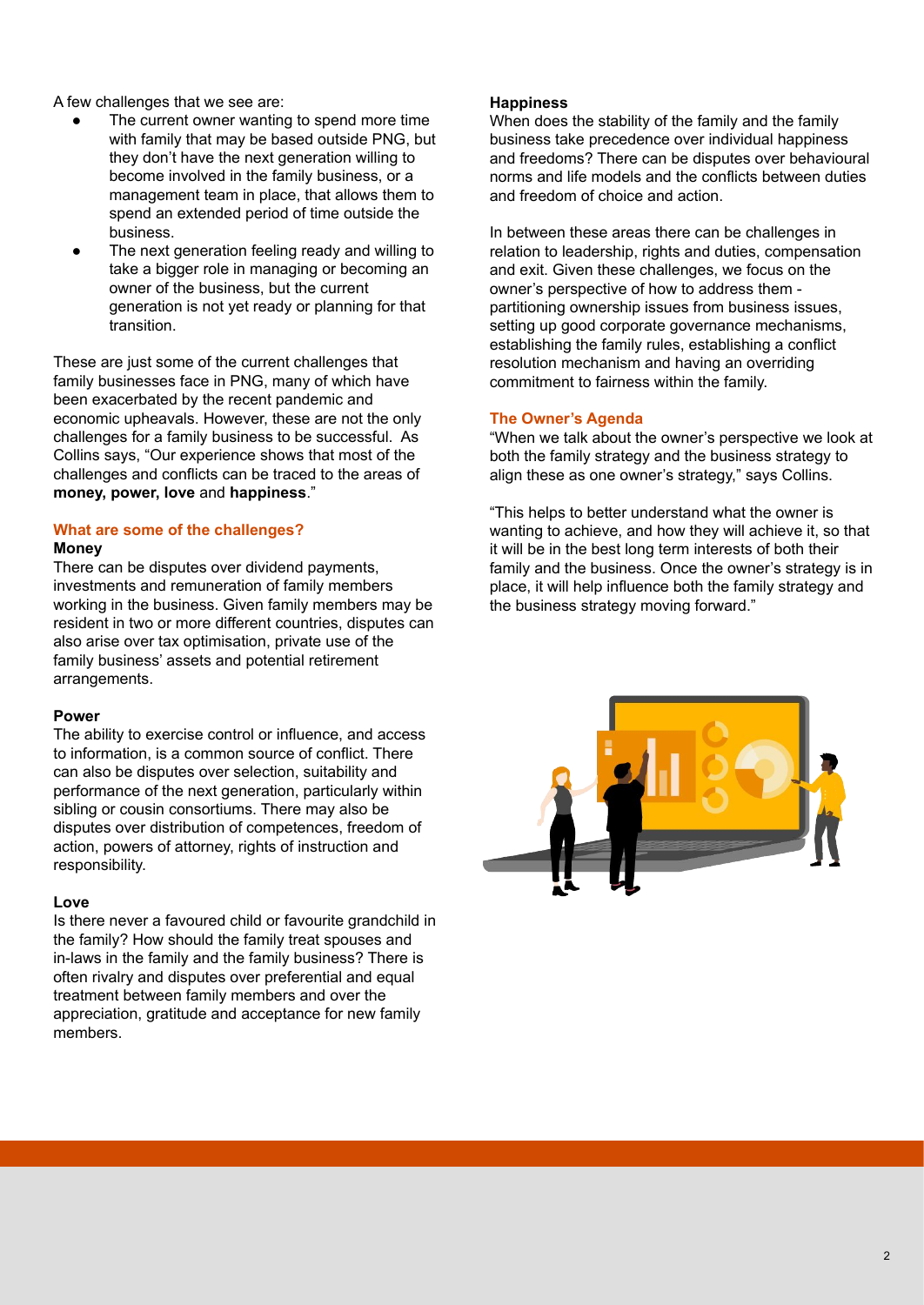A few challenges that we see are:

- The current owner wanting to spend more time with family that may be based outside PNG, but they don't have the next generation willing to become involved in the family business, or a management team in place, that allows them to spend an extended period of time outside the business.
- The next generation feeling ready and willing to take a bigger role in managing or becoming an owner of the business, but the current generation is not yet ready or planning for that transition.

These are just some of the current challenges that family businesses face in PNG, many of which have been exacerbated by the recent pandemic and economic upheavals. However, these are not the only challenges for a family business to be successful. As Collins says, "Our experience shows that most of the challenges and conflicts can be traced to the areas of **money, power, love** and **happiness**."

## What are some of the challenges?

### Money

There can be disputes over dividend payments, investments and remuneration of family members working in the business. Given family members may be resident in two or more different countries, disputes can also arise over tax optimisation, private use of the family business' assets and potential retirement arrangements.

### Power

The ability to exercise control or influence, and access to information, is a common source of conflict. There can also be disputes over selection, suitability and performance of the next generation, particularly within sibling or cousin consortiums. There may also be disputes over distribution of competences, freedom of action, powers of attorney, rights of instruction and responsibility.

### Love

Is there never a favoured child or favourite grandchild in the family? How should the family treat spouses and in-laws in the family and the family business? There is often rivalry and disputes over preferential and equal treatment between family members and over the appreciation, gratitude and acceptance for new family members.

### Happiness

When does the stability of the family and the family business take precedence over individual happiness and freedoms? There can be disputes over behavioural norms and life models and the conflicts between duties and freedom of choice and action.

In between these areas there can be challenges in relation to leadership, rights and duties, compensation and exit. Given these challenges, we focus on the owner's perspective of how to address them - partitioning ownership issues from business issues, setting up good corporate governance mechanisms, establishing the family rules, establishing a conflict resolution mechanism and having an overriding commitment to fairness within the family.

## The Owner's Agenda

"When we talk about the owner's perspective we look at both the family strategy and the business strategy to align these as one owner's strategy," says Collins.

"This helps to better understand what the owner is wanting to achieve, and how they will achieve it, so that it will be in the best long term interests of both their family and the business. Once the owner's strategy is in place, it will help influence both the family strategy and the business strategy moving forward."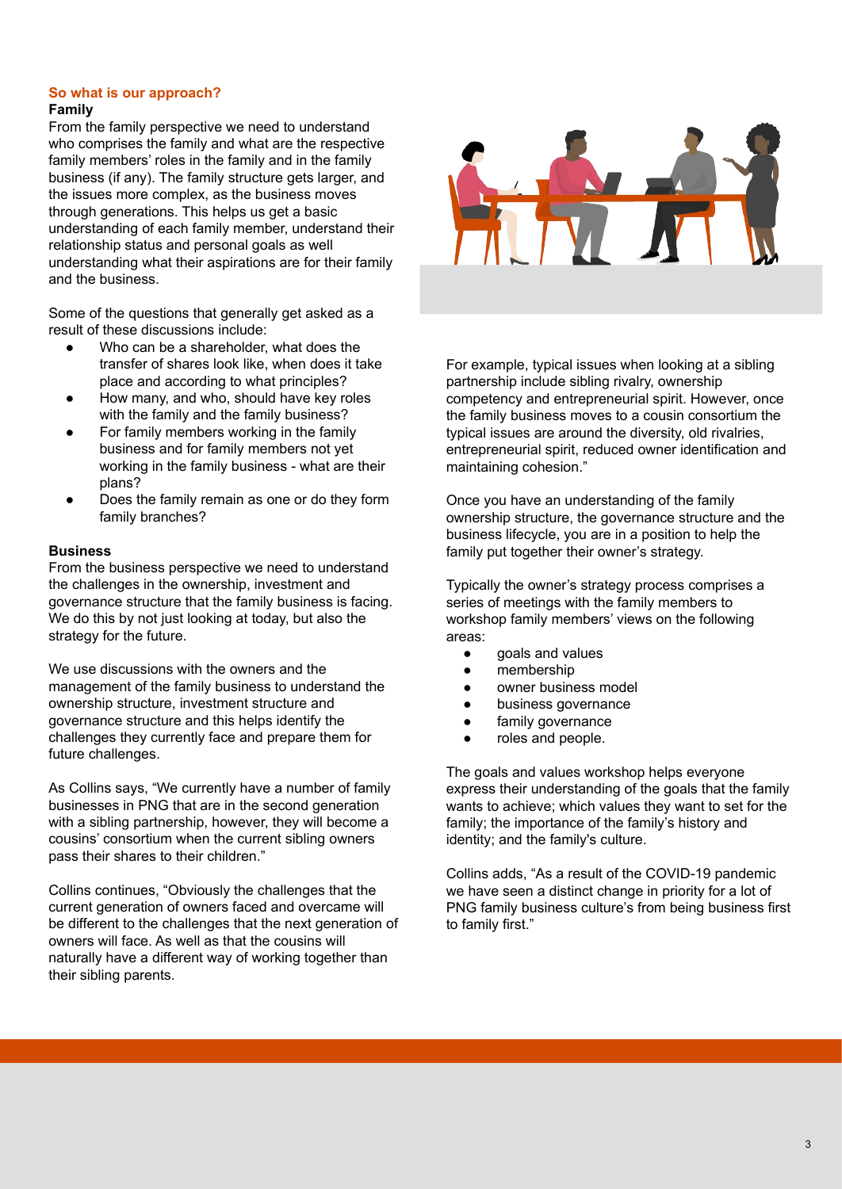## So what is our approach?

### Family

From the family perspective we need to understand who comprises the family and what are the respective family members' roles in the family and in the family business (if any). The family structure gets larger, and the issues more complex, as the business moves through generations. This helps us get a basic understanding of each family member, understand their relationship status and personal goals as well understanding what their aspirations are for their family and the business.

Some of the questions that generally get asked as a result of these discussions include:

- Who can be a shareholder, what does the transfer of shares look like, when does it take place and according to what principles?
- How many, and who, should have key roles with the family and the family business?
- For family members working in the family business and for family members not yet working in the family business - what are their plans?
- Does the family remain as one or do they form family branches?

### Business

From the business perspective we need to understand the challenges in the ownership, investment and governance structure that the family business is facing. We do this by not just looking at today, but also the strategy for the future.

We use discussions with the owners and the management of the family business to understand the ownership structure, investment structure and governance structure and this helps identify the challenges they currently face and prepare them for future challenges.

As Collins says, "We currently have a number of family businesses in PNG that are in the second generation with a sibling partnership, however, they will become a cousins' consortium when the current sibling owners pass their shares to their children."

Collins continues, "Obviously the challenges that the current generation of owners faced and overcame will be different to the challenges that the next generation of owners will face. As well as that the cousins will naturally have a different way of working together than their sibling parents.

For example, typical issues when looking at a sibling partnership include sibling rivalry, ownership competency and entrepreneurial spirit. However, once the family business moves to a cousin consortium the typical issues are around the diversity, old rivalries, entrepreneurial spirit, reduced owner identification and maintaining cohesion."

Once you have an understanding of the family ownership structure, the governance structure and the business lifecycle, you are in a position to help the family put together their owner's strategy.

Typically the owner's strategy process comprises a series of meetings with the family members to workshop family members' views on the following areas:

- goals and values
- membership
- owner business model
- business governance
- family governance
- roles and people.

The goals and values workshop helps everyone express their understanding of the goals that the family wants to achieve; which values they want to set for the family; the importance of the family's history and identity; and the family's culture.

Collins adds, "As a result of the COVID-19 pandemic we have seen a distinct change in priority for a lot of PNG family business culture's from being business first to family first."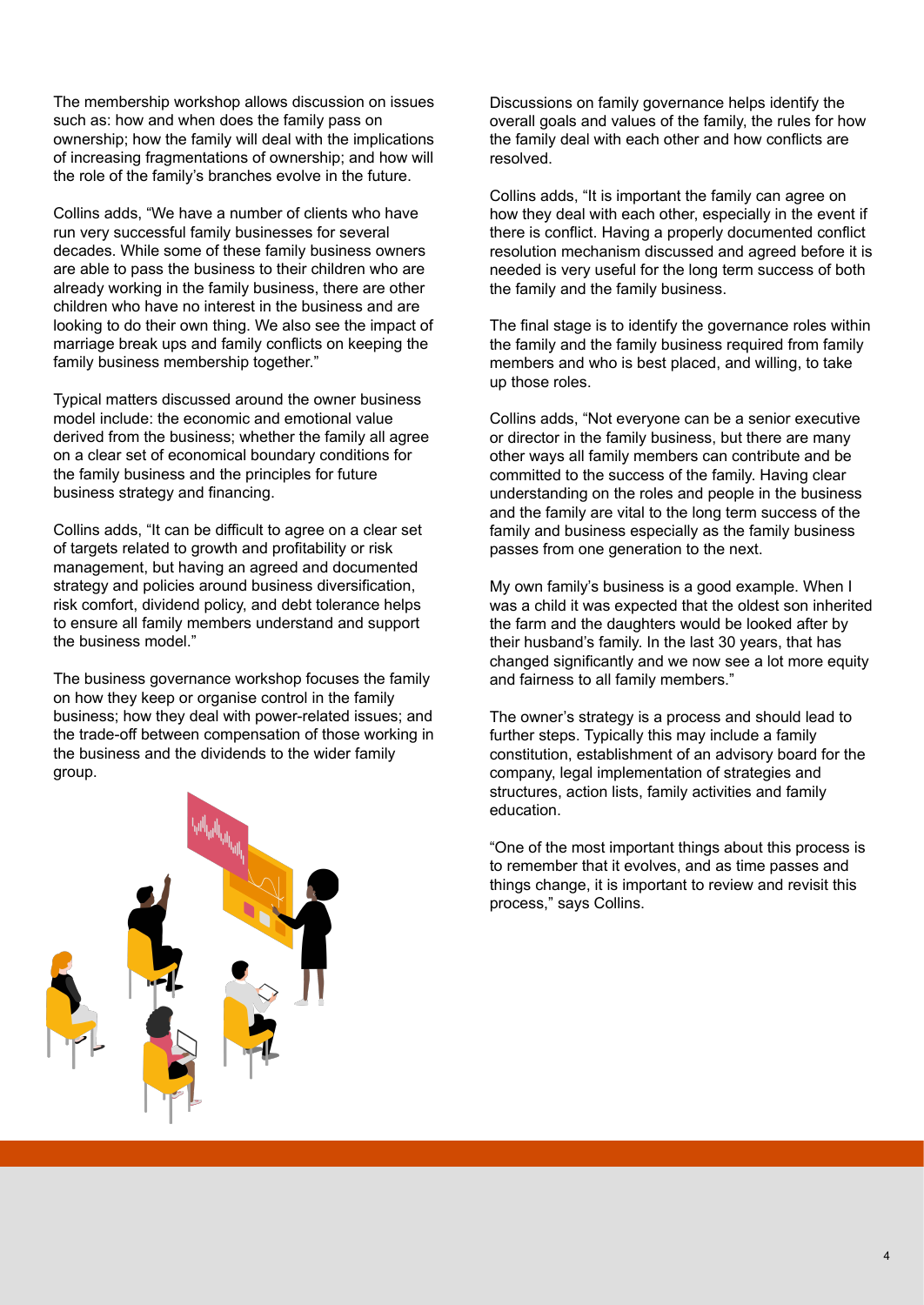The membership workshop allows discussion on issues such as: how and when does the family pass on ownership; how the family will deal with the implications of increasing fragmentations of ownership; and how will the role of the family's branches evolve in the future.

Collins adds, "We have a number of clients who have run very successful family businesses for several decades. While some of these family business owners are able to pass the business to their children who are already working in the family business, there are other children who have no interest in the business and are looking to do their own thing. We also see the impact of marriage break ups and family conflicts on keeping the family business membership together."

Typical matters discussed around the owner business model include: the economic and emotional value derived from the business; whether the family all agree on a clear set of economical boundary conditions for the family business and the principles for future business strategy and financing.

Collins adds, "It can be difficult to agree on a clear set of targets related to growth and profitability or risk management, but having an agreed and documented strategy and policies around business diversification, risk comfort, dividend policy, and debt tolerance helps to ensure all family members understand and support the business model."

The business governance workshop focuses the family on how they keep or organise control in the family business; how they deal with power-related issues; and the trade-off between compensation of those working in the business and the dividends to the wider family group.

Discussions on family governance helps identify the overall goals and values of the family, the rules for how the family deal with each other and how conflicts are resolved.

Collins adds, "It is important the family can agree on how they deal with each other, especially in the event if there is conflict. Having a properly documented conflict resolution mechanism discussed and agreed before it is needed is very useful for the long term success of both the family and the family business.

The final stage is to identify the governance roles within the family and the family business required from family members and who is best placed, and willing, to take up those roles.

Collins adds, "Not everyone can be a senior executive or director in the family business, but there are many other ways all family members can contribute and be committed to the success of the family. Having clear understanding on the roles and people in the business and the family are vital to the long term success of the family and business especially as the family business passes from one generation to the next.

My own family's business is a good example. When I was a child it was expected that the oldest son inherited the farm and the daughters would be looked after by their husband's family. In the last 30 years, that has changed significantly and we now see a lot more equity and fairness to all family members."

The owner's strategy is a process and should lead to further steps. Typically this may include a family constitution, establishment of an advisory board for the company, legal implementation of strategies and structures, action lists, family activities and family education.

"One of the most important things about this process is to remember that it evolves, and as time passes and things change, it is important to review and revisit this process," says Collins.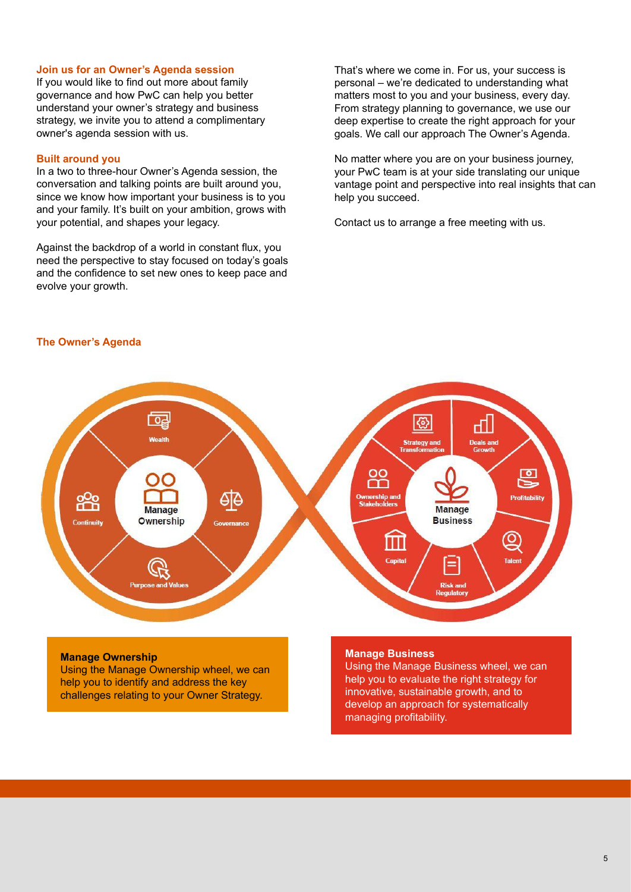### Join us for an Owner's Agenda session

If you would like to find out more about family governance and how PwC can help you better understand your owner's strategy and business strategy, we invite you to attend a complimentary owner's agenda session with us.

### Built around you

In a two to three-hour Owner's Agenda session, the conversation and talking points are built around you, since we know how important your business is to you and your family. It's built on your ambition, grows with your potential, and shapes your legacy.

Against the backdrop of a world in constant flux, you need the perspective to stay focused on today's goals and the confidence to set new ones to keep pace and evolve your growth.

That's where we come in. For us, your success is personal – we're dedicated to understanding what matters most to you and your business, every day. From strategy planning to governance, we use our deep expertise to create the right approach for your goals. We call our approach The Owner's Agenda.

No matter where you are on your business journey, your PwC team is at your side translating our unique vantage point and perspective into real insights that can help you succeed.

Contact us to arrange a free meeting with us.

### The Owner's Agenda

Manage Ownership: Wealth, Governance, Purpose and Values, Continuity

Manage Business: Strategy and Transformation, Deals and Growth, Profitability, Talent, Risk and Regulatory, Capital, Ownership and Stakeholders

**Manage Ownership**
Using the Manage Ownership wheel, we can help you to identify and address the key challenges relating to your Owner Strategy.

**Manage Business**
Using the Manage Business wheel, we can help you to evaluate the right strategy for innovative, sustainable growth, and to develop an approach for systematically managing profitability.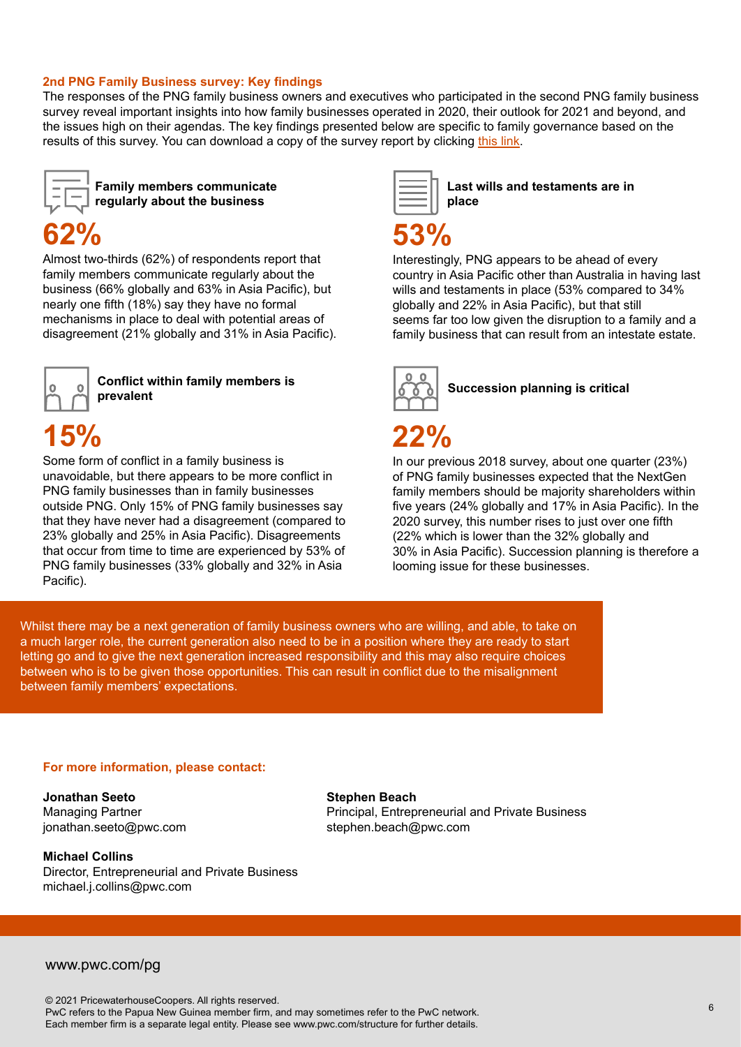## 2nd PNG Family Business survey: Key findings

The responses of the PNG family business owners and executives who participated in the second PNG family business survey reveal important insights into how family businesses operated in 2020, their outlook for 2021 and beyond, and the issues high on their agendas. The key findings presented below are specific to family governance based on the results of this survey. You can download a copy of the survey report by clicking this link.

### Family members communicate regularly about the business

# 62%

Almost two-thirds (62%) of respondents report that family members communicate regularly about the business (66% globally and 63% in Asia Pacific), but nearly one fifth (18%) say they have no formal mechanisms in place to deal with potential areas of disagreement (21% globally and 31% in Asia Pacific).

### Conflict within family members is prevalent

# 15%

Some form of conflict in a family business is unavoidable, but there appears to be more conflict in PNG family businesses than in family businesses outside PNG. Only 15% of PNG family businesses say that they have never had a disagreement (compared to 23% globally and 25% in Asia Pacific). Disagreements that occur from time to time are experienced by 53% of PNG family businesses (33% globally and 32% in Asia Pacific).

### Last wills and testaments are in place

# 53%

Interestingly, PNG appears to be ahead of every country in Asia Pacific other than Australia in having last wills and testaments in place (53% compared to 34% globally and 22% in Asia Pacific), but that still seems far too low given the disruption to a family and a family business that can result from an intestate estate.

### Succession planning is critical

# 22%

In our previous 2018 survey, about one quarter (23%) of PNG family businesses expected that the NextGen family members should be majority shareholders within five years (24% globally and 17% in Asia Pacific). In the 2020 survey, this number rises to just over one fifth (22% which is lower than the 32% globally and 30% in Asia Pacific). Succession planning is therefore a looming issue for these businesses.

Whilst there may be a next generation of family business owners who are willing, and able, to take on a much larger role, the current generation also need to be in a position where they are ready to start letting go and to give the next generation increased responsibility and this may also require choices between who is to be given those opportunities. This can result in conflict due to the misalignment between family members' expectations.

**For more information, please contact:**

**Jonathan Seeto**
Managing Partner
jonathan.seeto@pwc.com

**Stephen Beach**
Principal, Entrepreneurial and Private Business
stephen.beach@pwc.com

**Michael Collins**
Director, Entrepreneurial and Private Business
michael.j.collins@pwc.com

www.pwc.com/pg

© 2021 PricewaterhouseCoopers. All rights reserved.
PwC refers to the Papua New Guinea member firm, and may sometimes refer to the PwC network.
Each member firm is a separate legal entity. Please see www.pwc.com/structure for further details.